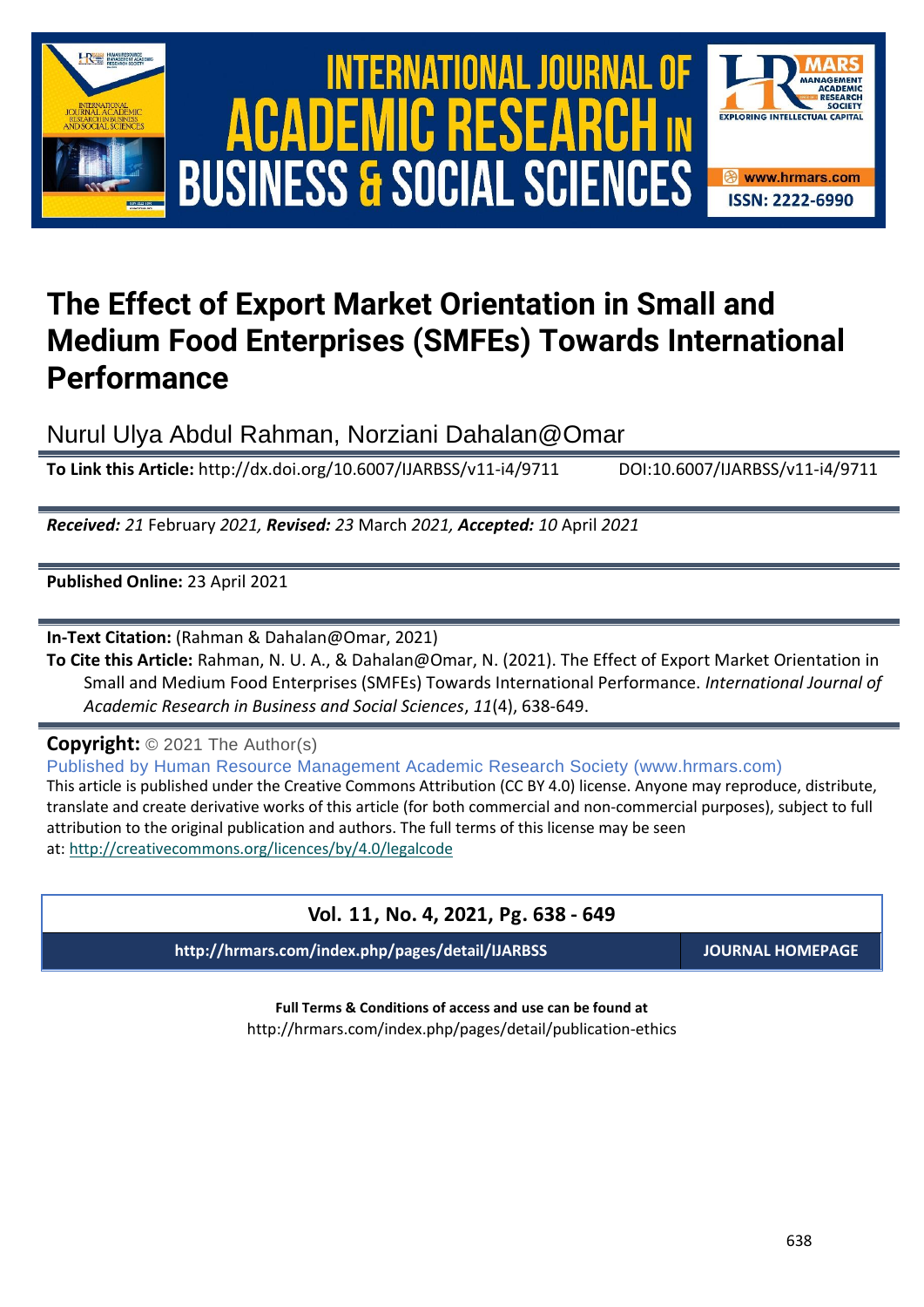# The Effect of Export Market Orientation in Small and Medium Food Enterprises (SMFEs) Towards International Performance

Nurul Ulya Abdul Rahman, Norziani Dahalan@Omar

**To Link this Article:** http://dx.doi.org/10.6007/IJARBSS/v11-i4/9711 DOI:10.6007/IJARBSS/v11-i4/9711

***Received:*** *21* February *2021*, ***Revised:*** *23* March *2021*, ***Accepted:*** *10* April *2021*

**Published Online:** 23 April 2021

**In-Text Citation:** (Rahman & Dahalan@Omar, 2021)

**To Cite this Article:** Rahman, N. U. A., & Dahalan@Omar, N. (2021). The Effect of Export Market Orientation in Small and Medium Food Enterprises (SMFEs) Towards International Performance. *International Journal of Academic Research in Business and Social Sciences*, *11*(4), 638-649.

**Copyright:** © 2021 The Author(s)

Published by Human Resource Management Academic Research Society (www.hrmars.com)

This article is published under the Creative Commons Attribution (CC BY 4.0) license. Anyone may reproduce, distribute, translate and create derivative works of this article (for both commercial and non-commercial purposes), subject to full attribution to the original publication and authors. The full terms of this license may be seen at: http://creativecommons.org/licences/by/4.0/legalcode

**Vol. 11, No. 4, 2021, Pg. 638 - 649**

**http://hrmars.com/index.php/pages/detail/IJARBSS** **JOURNAL HOMEPAGE**

**Full Terms & Conditions of access and use can be found at**

http://hrmars.com/index.php/pages/detail/publication-ethics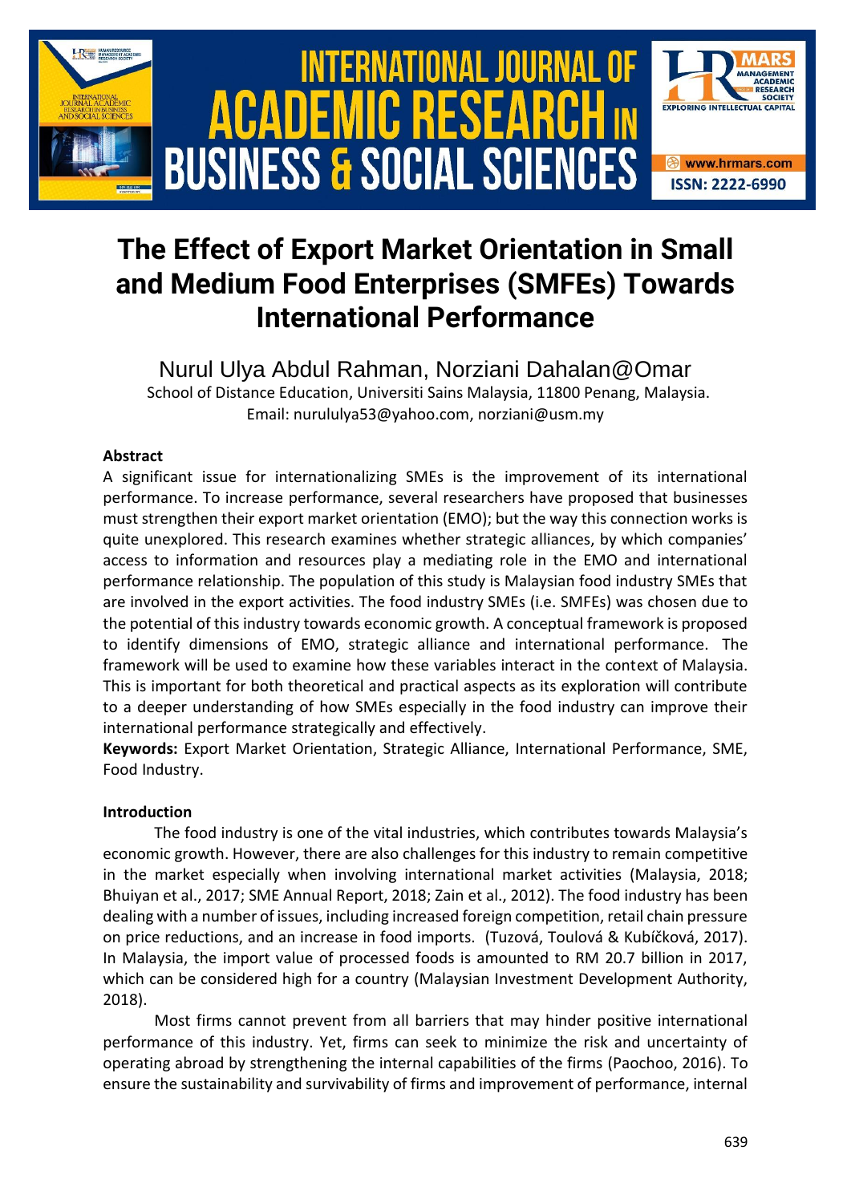# The Effect of Export Market Orientation in Small and Medium Food Enterprises (SMFEs) Towards International Performance

Nurul Ulya Abdul Rahman, Norziani Dahalan@Omar

School of Distance Education, Universiti Sains Malaysia, 11800 Penang, Malaysia.
Email: nurululya53@yahoo.com, norziani@usm.my

## Abstract

A significant issue for internationalizing SMEs is the improvement of its international performance. To increase performance, several researchers have proposed that businesses must strengthen their export market orientation (EMO); but the way this connection works is quite unexplored. This research examines whether strategic alliances, by which companies' access to information and resources play a mediating role in the EMO and international performance relationship. The population of this study is Malaysian food industry SMEs that are involved in the export activities. The food industry SMEs (i.e. SMFEs) was chosen due to the potential of this industry towards economic growth. A conceptual framework is proposed to identify dimensions of EMO, strategic alliance and international performance. The framework will be used to examine how these variables interact in the context of Malaysia. This is important for both theoretical and practical aspects as its exploration will contribute to a deeper understanding of how SMEs especially in the food industry can improve their international performance strategically and effectively.

**Keywords:** Export Market Orientation, Strategic Alliance, International Performance, SME, Food Industry.

## Introduction

The food industry is one of the vital industries, which contributes towards Malaysia's economic growth. However, there are also challenges for this industry to remain competitive in the market especially when involving international market activities (Malaysia, 2018; Bhuiyan et al., 2017; SME Annual Report, 2018; Zain et al., 2012). The food industry has been dealing with a number of issues, including increased foreign competition, retail chain pressure on price reductions, and an increase in food imports. (Tuzová, Toulová & Kubíčková, 2017). In Malaysia, the import value of processed foods is amounted to RM 20.7 billion in 2017, which can be considered high for a country (Malaysian Investment Development Authority, 2018).

Most firms cannot prevent from all barriers that may hinder positive international performance of this industry. Yet, firms can seek to minimize the risk and uncertainty of operating abroad by strengthening the internal capabilities of the firms (Paochoo, 2016). To ensure the sustainability and survivability of firms and improvement of performance, internal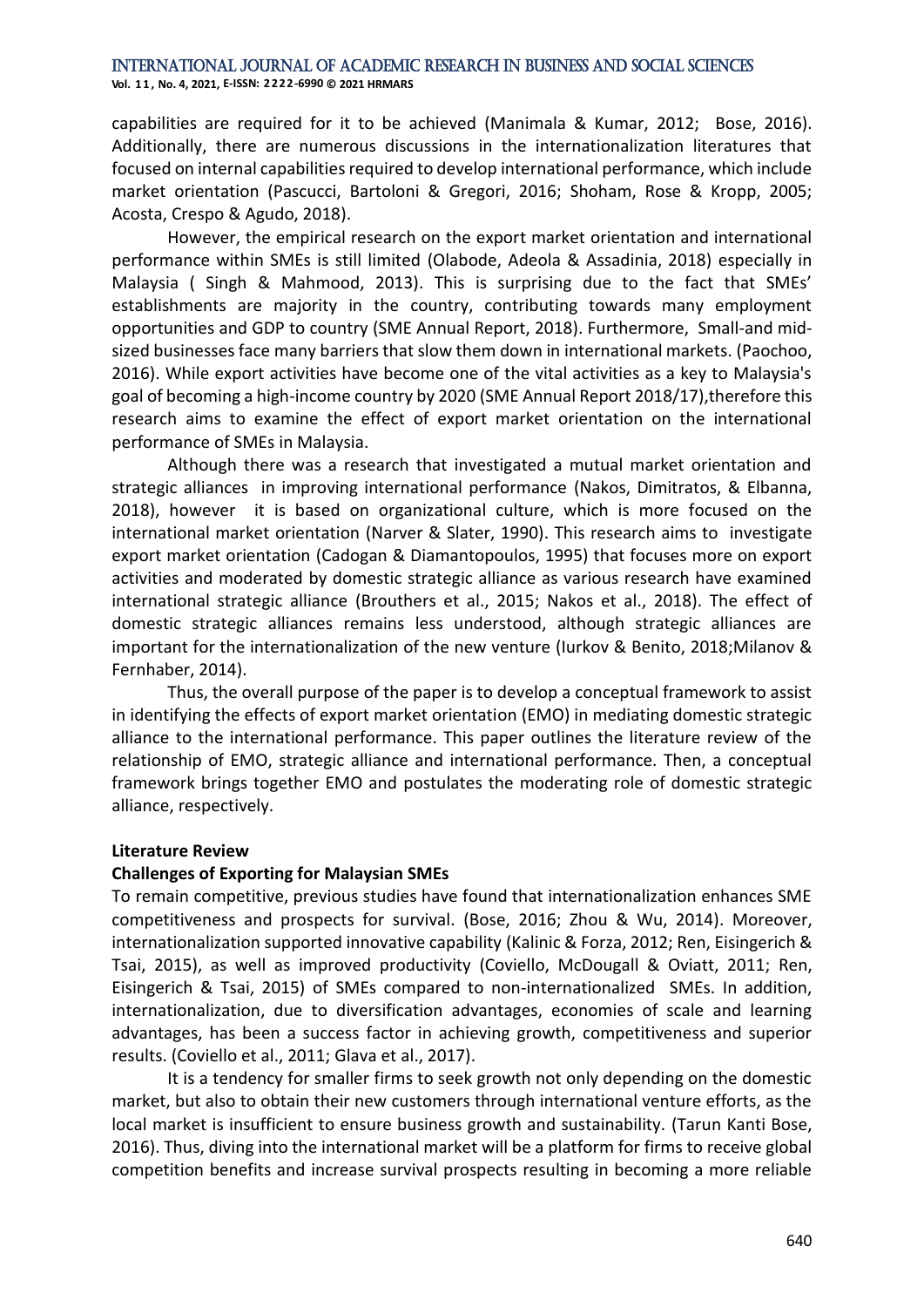capabilities are required for it to be achieved (Manimala & Kumar, 2012;  Bose, 2016). Additionally, there are numerous discussions in the internationalization literatures that focused on internal capabilities required to develop international performance, which include market orientation (Pascucci, Bartoloni & Gregori, 2016; Shoham, Rose & Kropp, 2005; Acosta, Crespo & Agudo, 2018).

However, the empirical research on the export market orientation and international performance within SMEs is still limited (Olabode, Adeola & Assadinia, 2018) especially in Malaysia ( Singh & Mahmood, 2013). This is surprising due to the fact that SMEs' establishments are majority in the country, contributing towards many employment opportunities and GDP to country (SME Annual Report, 2018). Furthermore,  Small-and mid-sized businesses face many barriers that slow them down in international markets. (Paochoo, 2016). While export activities have become one of the vital activities as a key to Malaysia's goal of becoming a high-income country by 2020 (SME Annual Report 2018/17),therefore this research aims to examine the effect of export market orientation on the international performance of SMEs in Malaysia.

Although there was a research that investigated a mutual market orientation and strategic alliances  in improving international performance (Nakos, Dimitratos, & Elbanna, 2018), however  it is based on organizational culture, which is more focused on the international market orientation (Narver & Slater, 1990). This research aims to  investigate export market orientation (Cadogan & Diamantopoulos, 1995) that focuses more on export activities and moderated by domestic strategic alliance as various research have examined international strategic alliance (Brouthers et al., 2015; Nakos et al., 2018). The effect of domestic strategic alliances remains less understood, although strategic alliances are important for the internationalization of the new venture (Iurkov & Benito, 2018;Milanov & Fernhaber, 2014).

Thus, the overall purpose of the paper is to develop a conceptual framework to assist in identifying the effects of export market orientation (EMO) in mediating domestic strategic alliance to the international performance. This paper outlines the literature review of the relationship of EMO, strategic alliance and international performance. Then, a conceptual framework brings together EMO and postulates the moderating role of domestic strategic alliance, respectively.

## Literature Review

### Challenges of Exporting for Malaysian SMEs

To remain competitive, previous studies have found that internationalization enhances SME competitiveness and prospects for survival. (Bose, 2016; Zhou & Wu, 2014). Moreover, internationalization supported innovative capability (Kalinic & Forza, 2012; Ren, Eisingerich & Tsai, 2015), as well as improved productivity (Coviello, McDougall & Oviatt, 2011; Ren, Eisingerich & Tsai, 2015) of SMEs compared to non-internationalized  SMEs. In addition, internationalization, due to diversification advantages, economies of scale and learning advantages, has been a success factor in achieving growth, competitiveness and superior results. (Coviello et al., 2011; Glava et al., 2017).

It is a tendency for smaller firms to seek growth not only depending on the domestic market, but also to obtain their new customers through international venture efforts, as the local market is insufficient to ensure business growth and sustainability. (Tarun Kanti Bose, 2016). Thus, diving into the international market will be a platform for firms to receive global competition benefits and increase survival prospects resulting in becoming a more reliable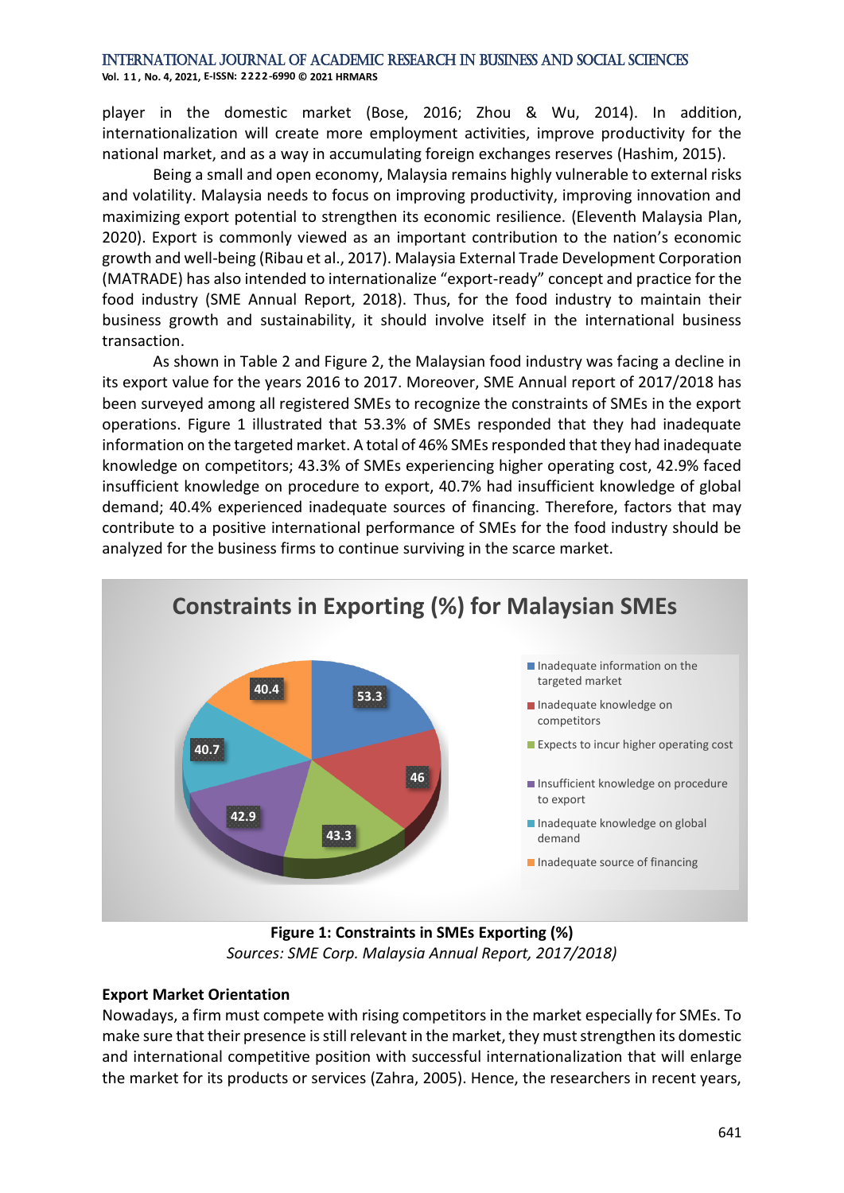player in the domestic market (Bose, 2016; Zhou & Wu, 2014). In addition, internationalization will create more employment activities, improve productivity for the national market, and as a way in accumulating foreign exchanges reserves (Hashim, 2015).

Being a small and open economy, Malaysia remains highly vulnerable to external risks and volatility. Malaysia needs to focus on improving productivity, improving innovation and maximizing export potential to strengthen its economic resilience. (Eleventh Malaysia Plan, 2020). Export is commonly viewed as an important contribution to the nation's economic growth and well-being (Ribau et al., 2017). Malaysia External Trade Development Corporation (MATRADE) has also intended to internationalize "export-ready" concept and practice for the food industry (SME Annual Report, 2018). Thus, for the food industry to maintain their business growth and sustainability, it should involve itself in the international business transaction.

As shown in Table 2 and Figure 2, the Malaysian food industry was facing a decline in its export value for the years 2016 to 2017. Moreover, SME Annual report of 2017/2018 has been surveyed among all registered SMEs to recognize the constraints of SMEs in the export operations. Figure 1 illustrated that 53.3% of SMEs responded that they had inadequate information on the targeted market. A total of 46% SMEs responded that they had inadequate knowledge on competitors; 43.3% of SMEs experiencing higher operating cost, 42.9% faced insufficient knowledge on procedure to export, 40.7% had insufficient knowledge of global demand; 40.4% experienced inadequate sources of financing. Therefore, factors that may contribute to a positive international performance of SMEs for the food industry should be analyzed for the business firms to continue surviving in the scarce market.

**Constraints in Exporting (%) for Malaysian SMEs**

| Constraint | % |
|---|---|
| Inadequate information on the targeted market | 53.3 |
| Inadequate knowledge on competitors | 46 |
| Expects to incur higher operating cost | 43.3 |
| Insufficient knowledge on procedure to export | 42.9 |
| Inadequate knowledge on global demand | 40.7 |
| Inadequate source of financing | 40.4 |

**Figure 1: Constraints in SMEs Exporting (%)**

*Sources: SME Corp. Malaysia Annual Report, 2017/2018)*

### Export Market Orientation

Nowadays, a firm must compete with rising competitors in the market especially for SMEs. To make sure that their presence is still relevant in the market, they must strengthen its domestic and international competitive position with successful internationalization that will enlarge the market for its products or services (Zahra, 2005). Hence, the researchers in recent years,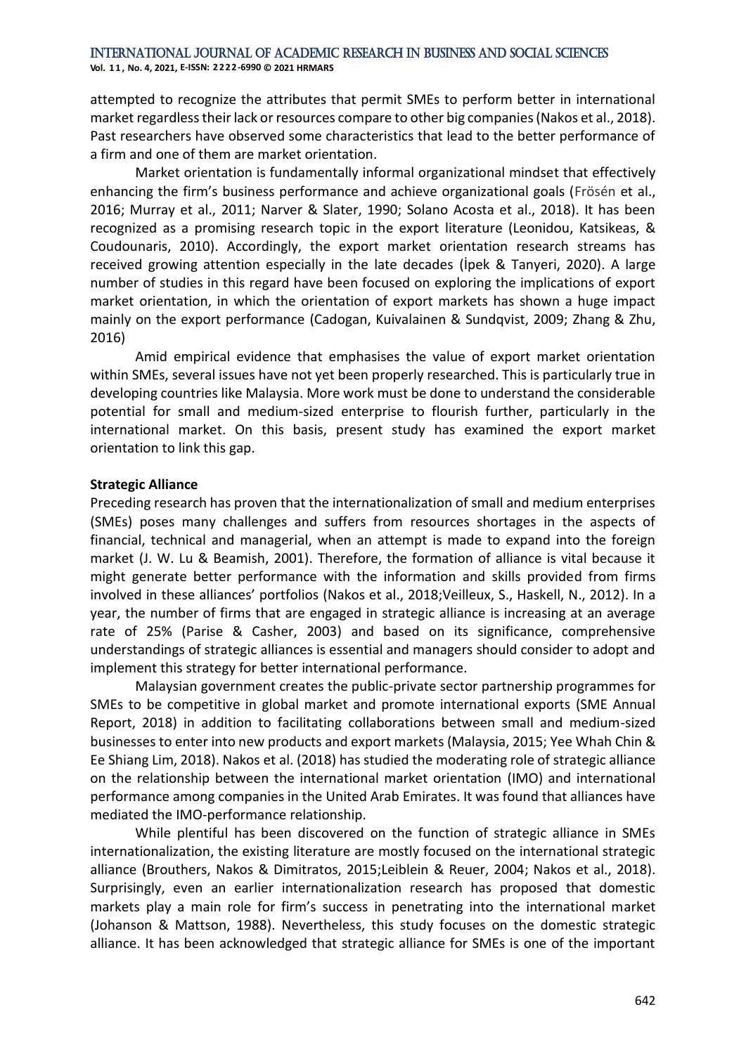attempted to recognize the attributes that permit SMEs to perform better in international market regardless their lack or resources compare to other big companies (Nakos et al., 2018). Past researchers have observed some characteristics that lead to the better performance of a firm and one of them are market orientation.

Market orientation is fundamentally informal organizational mindset that effectively enhancing the firm's business performance and achieve organizational goals (Frösén et al., 2016; Murray et al., 2011; Narver & Slater, 1990; Solano Acosta et al., 2018). It has been recognized as a promising research topic in the export literature (Leonidou, Katsikeas, & Coudounaris, 2010). Accordingly, the export market orientation research streams has received growing attention especially in the late decades (İpek & Tanyeri, 2020). A large number of studies in this regard have been focused on exploring the implications of export market orientation, in which the orientation of export markets has shown a huge impact mainly on the export performance (Cadogan, Kuivalainen & Sundqvist, 2009; Zhang & Zhu, 2016)

Amid empirical evidence that emphasises the value of export market orientation within SMEs, several issues have not yet been properly researched. This is particularly true in developing countries like Malaysia. More work must be done to understand the considerable potential for small and medium-sized enterprise to flourish further, particularly in the international market. On this basis, present study has examined the export market orientation to link this gap.

**Strategic Alliance**

Preceding research has proven that the internationalization of small and medium enterprises (SMEs) poses many challenges and suffers from resources shortages in the aspects of financial, technical and managerial, when an attempt is made to expand into the foreign market (J. W. Lu & Beamish, 2001). Therefore, the formation of alliance is vital because it might generate better performance with the information and skills provided from firms involved in these alliances' portfolios (Nakos et al., 2018;Veilleux, S., Haskell, N., 2012). In a year, the number of firms that are engaged in strategic alliance is increasing at an average rate of 25% (Parise & Casher, 2003) and based on its significance, comprehensive understandings of strategic alliances is essential and managers should consider to adopt and implement this strategy for better international performance.

Malaysian government creates the public-private sector partnership programmes for SMEs to be competitive in global market and promote international exports (SME Annual Report, 2018) in addition to facilitating collaborations between small and medium-sized businesses to enter into new products and export markets (Malaysia, 2015; Yee Whah Chin & Ee Shiang Lim, 2018). Nakos et al. (2018) has studied the moderating role of strategic alliance on the relationship between the international market orientation (IMO) and international performance among companies in the United Arab Emirates. It was found that alliances have mediated the IMO-performance relationship.

While plentiful has been discovered on the function of strategic alliance in SMEs internationalization, the existing literature are mostly focused on the international strategic alliance (Brouthers, Nakos & Dimitratos, 2015;Leiblein & Reuer, 2004; Nakos et al., 2018). Surprisingly, even an earlier internationalization research has proposed that domestic markets play a main role for firm's success in penetrating into the international market (Johanson & Mattson, 1988). Nevertheless, this study focuses on the domestic strategic alliance. It has been acknowledged that strategic alliance for SMEs is one of the important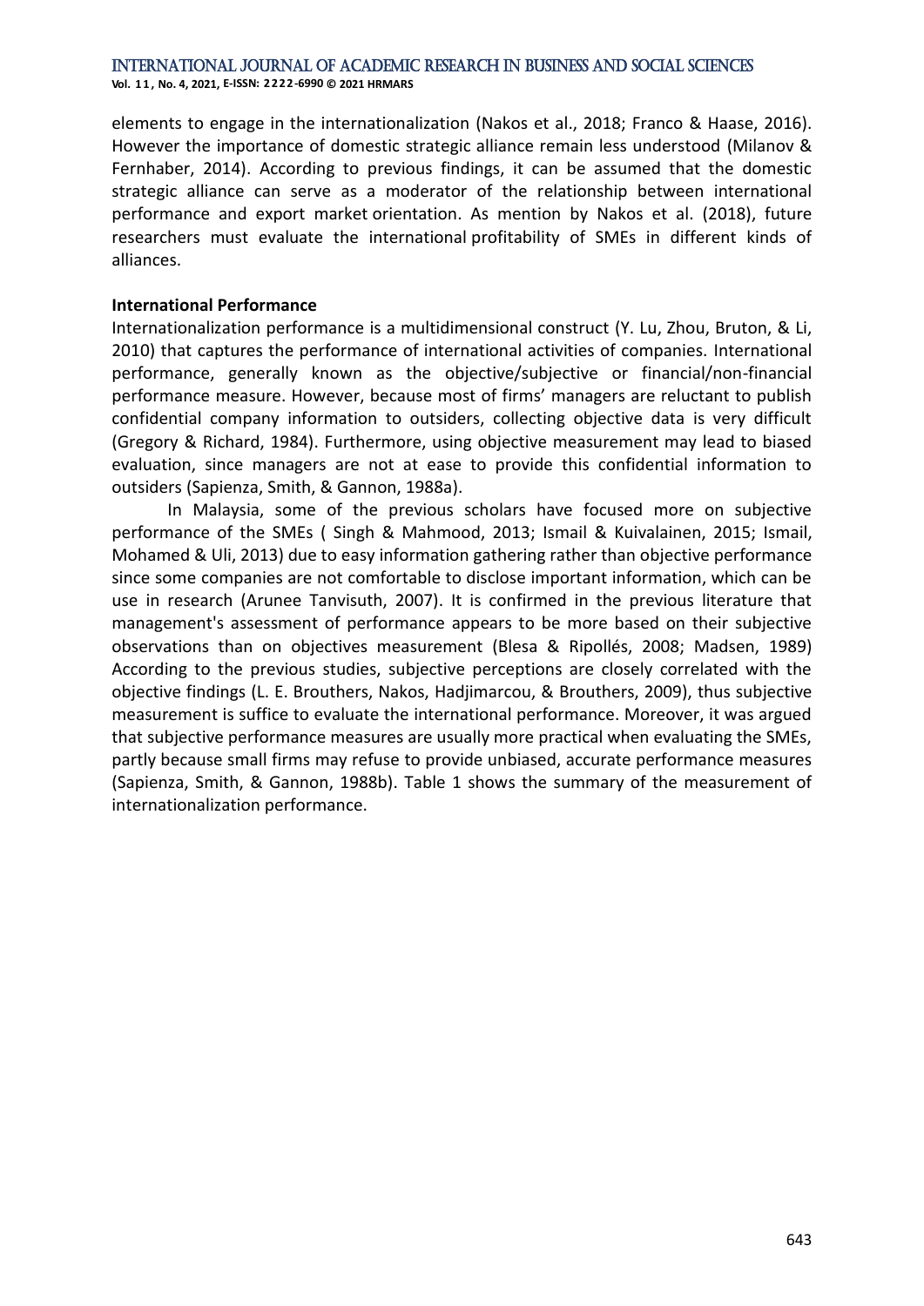elements to engage in the internationalization (Nakos et al., 2018; Franco & Haase, 2016). However the importance of domestic strategic alliance remain less understood (Milanov & Fernhaber, 2014). According to previous findings, it can be assumed that the domestic strategic alliance can serve as a moderator of the relationship between international performance and export market orientation. As mention by Nakos et al. (2018), future researchers must evaluate the international profitability of SMEs in different kinds of alliances.

**International Performance**

Internationalization performance is a multidimensional construct (Y. Lu, Zhou, Bruton, & Li, 2010) that captures the performance of international activities of companies. International performance, generally known as the objective/subjective or financial/non-financial performance measure. However, because most of firms' managers are reluctant to publish confidential company information to outsiders, collecting objective data is very difficult (Gregory & Richard, 1984). Furthermore, using objective measurement may lead to biased evaluation, since managers are not at ease to provide this confidential information to outsiders (Sapienza, Smith, & Gannon, 1988a).

In Malaysia, some of the previous scholars have focused more on subjective performance of the SMEs ( Singh & Mahmood, 2013; Ismail & Kuivalainen, 2015; Ismail, Mohamed & Uli, 2013) due to easy information gathering rather than objective performance since some companies are not comfortable to disclose important information, which can be use in research (Arunee Tanvisuth, 2007). It is confirmed in the previous literature that management's assessment of performance appears to be more based on their subjective observations than on objectives measurement (Blesa & Ripollés, 2008; Madsen, 1989) According to the previous studies, subjective perceptions are closely correlated with the objective findings (L. E. Brouthers, Nakos, Hadjimarcou, & Brouthers, 2009), thus subjective measurement is suffice to evaluate the international performance. Moreover, it was argued that subjective performance measures are usually more practical when evaluating the SMEs, partly because small firms may refuse to provide unbiased, accurate performance measures (Sapienza, Smith, & Gannon, 1988b). Table 1 shows the summary of the measurement of internationalization performance.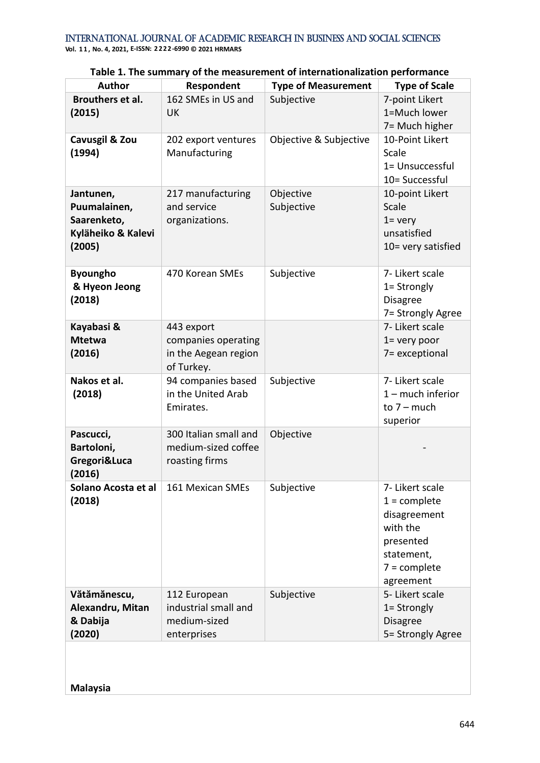**Table 1. The summary of the measurement of internationalization performance**

| Author | Respondent | Type of Measurement | Type of Scale |
|---|---|---|---|
| **Brouthers et al. (2015)** | 162 SMEs in US and UK | Subjective | 7-point Likert 1=Much lower 7= Much higher |
| **Cavusgil & Zou (1994)** | 202 export ventures Manufacturing | Objective & Subjective | 10-Point Likert Scale 1= Unsuccessful 10= Successful |
| **Jantunen, Puumalainen, Saarenketo, Kyläheiko & Kalevi (2005)** | 217 manufacturing and service organizations. | Objective Subjective | 10-point Likert Scale 1= very unsatisfied 10= very satisfied |
| **Byoungho & Hyeon Jeong (2018)** | 470 Korean SMEs | Subjective | 7- Likert scale 1= Strongly Disagree 7= Strongly Agree |
| **Kayabasi & Mtetwa (2016)** | 443 export companies operating in the Aegean region of Turkey. | | 7- Likert scale 1= very poor 7= exceptional |
| **Nakos et al. (2018)** | 94 companies based in the United Arab Emirates. | Subjective | 7- Likert scale 1 – much inferior to 7 – much superior |
| **Pascucci, Bartoloni, Gregori&Luca (2016)** | 300 Italian small and medium-sized coffee roasting firms | Objective | - |
| **Solano Acosta et al (2018)** | 161 Mexican SMEs | Subjective | 7- Likert scale 1 = complete disagreement with the presented statement, 7 = complete agreement |
| **Vătămănescu, Alexandru, Mitan & Dabija (2020)** | 112 European industrial small and medium-sized enterprises | Subjective | 5- Likert scale 1= Strongly Disagree 5= Strongly Agree |
| **Malaysia** | | | |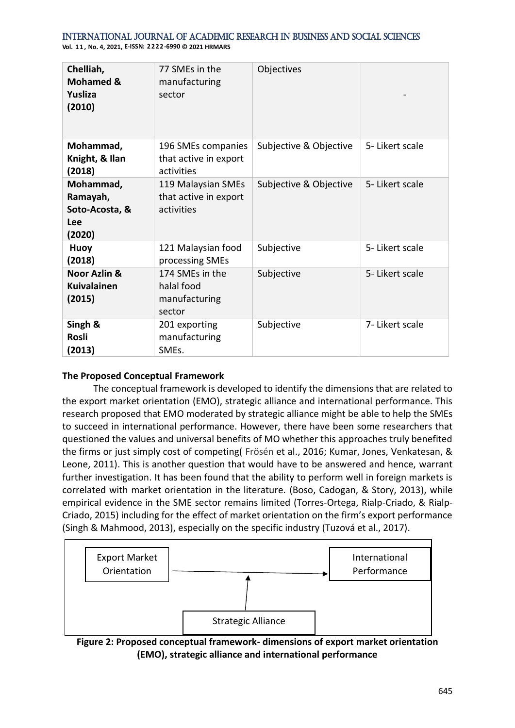| | | | |
|---|---|---|---|
| **Chelliah, Mohamed & Yusliza (2010)** | 77 SMEs in the manufacturing sector | Objectives | - |
| **Mohammad, Knight, & Ilan (2018)** | 196 SMEs companies that active in export activities | Subjective & Objective | 5- Likert scale |
| **Mohammad, Ramayah, Soto-Acosta, & Lee (2020)** | 119 Malaysian SMEs that active in export activities | Subjective & Objective | 5- Likert scale |
| **Huoy (2018)** | 121 Malaysian food processing SMEs | Subjective | 5- Likert scale |
| **Noor Azlin & Kuivalainen (2015)** | 174 SMEs in the halal food manufacturing sector | Subjective | 5- Likert scale |
| **Singh & Rosli (2013)** | 201 exporting manufacturing SMEs. | Subjective | 7- Likert scale |

**The Proposed Conceptual Framework**

The conceptual framework is developed to identify the dimensions that are related to the export market orientation (EMO), strategic alliance and international performance. This research proposed that EMO moderated by strategic alliance might be able to help the SMEs to succeed in international performance. However, there have been some researchers that questioned the values and universal benefits of MO whether this approaches truly benefited the firms or just simply cost of competing( Frösén et al., 2016; Kumar, Jones, Venkatesan, & Leone, 2011). This is another question that would have to be answered and hence, warrant further investigation. It has been found that the ability to perform well in foreign markets is correlated with market orientation in the literature. (Boso, Cadogan, & Story, 2013), while empirical evidence in the SME sector remains limited (Torres-Ortega, Rialp-Criado, & Rialp-Criado, 2015) including for the effect of market orientation on the firm's export performance (Singh & Mahmood, 2013), especially on the specific industry (Tuzová et al., 2017).

Export Market Orientation → International Performance

Strategic Alliance

**Figure 2: Proposed conceptual framework- dimensions of export market orientation (EMO), strategic alliance and international performance**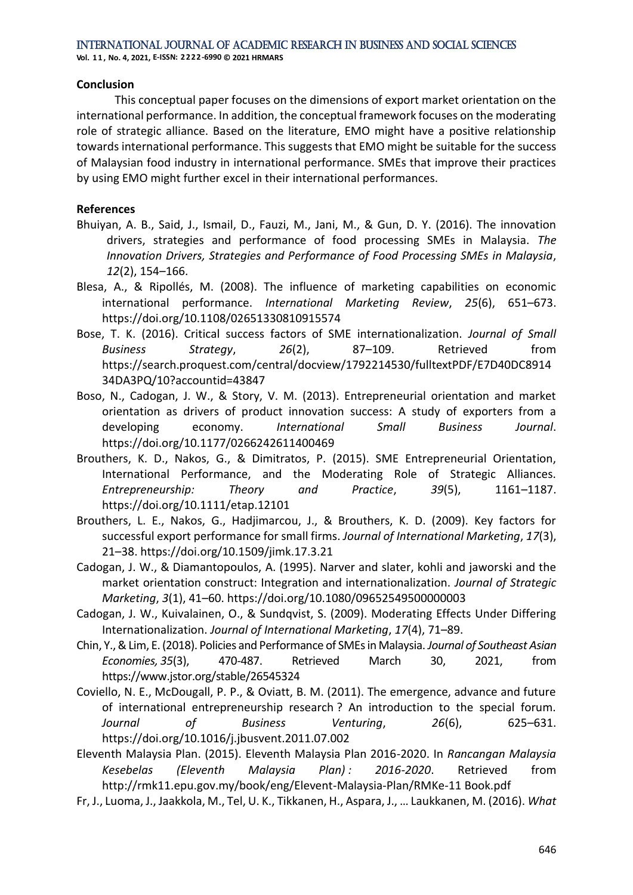## Conclusion

This conceptual paper focuses on the dimensions of export market orientation on the international performance. In addition, the conceptual framework focuses on the moderating role of strategic alliance. Based on the literature, EMO might have a positive relationship towards international performance. This suggests that EMO might be suitable for the success of Malaysian food industry in international performance. SMEs that improve their practices by using EMO might further excel in their international performances.

## References

Bhuiyan, A. B., Said, J., Ismail, D., Fauzi, M., Jani, M., & Gun, D. Y. (2016). The innovation drivers, strategies and performance of food processing SMEs in Malaysia. *The Innovation Drivers, Strategies and Performance of Food Processing SMEs in Malaysia*, *12*(2), 154–166.

Blesa, A., & Ripollés, M. (2008). The influence of marketing capabilities on economic international performance. *International Marketing Review*, *25*(6), 651–673. https://doi.org/10.1108/02651330810915574

Bose, T. K. (2016). Critical success factors of SME internationalization. *Journal of Small Business Strategy*, *26*(2), 87–109. Retrieved from https://search.proquest.com/central/docview/1792214530/fulltextPDF/E7D40DC891434DA3PQ/10?accountid=43847

Boso, N., Cadogan, J. W., & Story, V. M. (2013). Entrepreneurial orientation and market orientation as drivers of product innovation success: A study of exporters from a developing economy. *International Small Business Journal*. https://doi.org/10.1177/0266242611400469

Brouthers, K. D., Nakos, G., & Dimitratos, P. (2015). SME Entrepreneurial Orientation, International Performance, and the Moderating Role of Strategic Alliances. *Entrepreneurship: Theory and Practice*, *39*(5), 1161–1187. https://doi.org/10.1111/etap.12101

Brouthers, L. E., Nakos, G., Hadjimarcou, J., & Brouthers, K. D. (2009). Key factors for successful export performance for small firms. *Journal of International Marketing*, *17*(3), 21–38. https://doi.org/10.1509/jimk.17.3.21

Cadogan, J. W., & Diamantopoulos, A. (1995). Narver and slater, kohli and jaworski and the market orientation construct: Integration and internationalization. *Journal of Strategic Marketing*, *3*(1), 41–60. https://doi.org/10.1080/09652549500000003

Cadogan, J. W., Kuivalainen, O., & Sundqvist, S. (2009). Moderating Effects Under Differing Internationalization. *Journal of International Marketing*, *17*(4), 71–89.

Chin, Y., & Lim, E. (2018). Policies and Performance of SMEs in Malaysia. *Journal of Southeast Asian Economies, 35*(3), 470-487. Retrieved March 30, 2021, from https://www.jstor.org/stable/26545324

Coviello, N. E., McDougall, P. P., & Oviatt, B. M. (2011). The emergence, advance and future of international entrepreneurship research ? An introduction to the special forum. *Journal of Business Venturing*, *26*(6), 625–631. https://doi.org/10.1016/j.jbusvent.2011.07.002

Eleventh Malaysia Plan. (2015). Eleventh Malaysia Plan 2016-2020. In *Rancangan Malaysia Kesebelas (Eleventh Malaysia Plan) : 2016-2020*. Retrieved from http://rmk11.epu.gov.my/book/eng/Elevent-Malaysia-Plan/RMKe-11 Book.pdf

Fr, J., Luoma, J., Jaakkola, M., Tel, U. K., Tikkanen, H., Aspara, J., … Laukkanen, M. (2016). *What*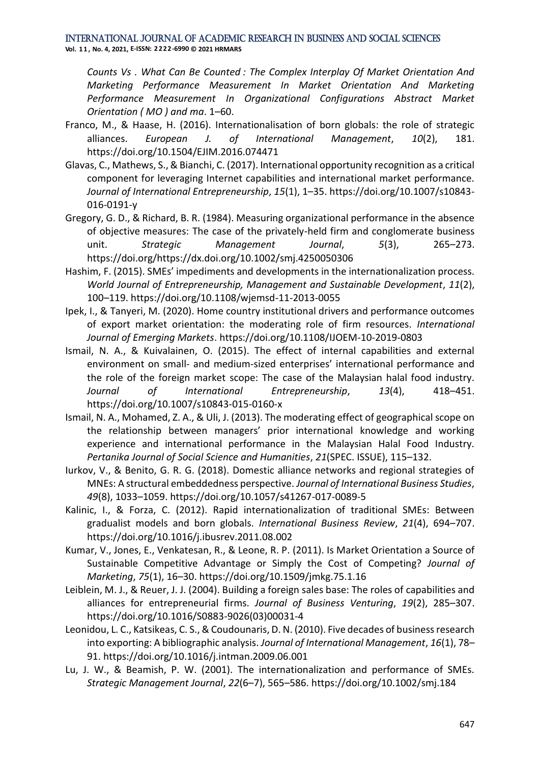*Counts Vs . What Can Be Counted : The Complex Interplay Of Market Orientation And Marketing Performance Measurement In Market Orientation And Marketing Performance Measurement In Organizational Configurations Abstract Market Orientation ( MO ) and ma*. 1–60.

Franco, M., & Haase, H. (2016). Internationalisation of born globals: the role of strategic alliances. *European J. of International Management*, *10*(2), 181. https://doi.org/10.1504/EJIM.2016.074471

Glavas, C., Mathews, S., & Bianchi, C. (2017). International opportunity recognition as a critical component for leveraging Internet capabilities and international market performance. *Journal of International Entrepreneurship*, *15*(1), 1–35. https://doi.org/10.1007/s10843-016-0191-y

Gregory, G. D., & Richard, B. R. (1984). Measuring organizational performance in the absence of objective measures: The case of the privately-held firm and conglomerate business unit. *Strategic Management Journal*, *5*(3), 265–273. https://doi.org/https://dx.doi.org/10.1002/smj.4250050306

Hashim, F. (2015). SMEs' impediments and developments in the internationalization process. *World Journal of Entrepreneurship, Management and Sustainable Development*, *11*(2), 100–119. https://doi.org/10.1108/wjemsd-11-2013-0055

Ipek, I., & Tanyeri, M. (2020). Home country institutional drivers and performance outcomes of export market orientation: the moderating role of firm resources. *International Journal of Emerging Markets*. https://doi.org/10.1108/IJOEM-10-2019-0803

Ismail, N. A., & Kuivalainen, O. (2015). The effect of internal capabilities and external environment on small- and medium-sized enterprises' international performance and the role of the foreign market scope: The case of the Malaysian halal food industry. *Journal of International Entrepreneurship*, *13*(4), 418–451. https://doi.org/10.1007/s10843-015-0160-x

Ismail, N. A., Mohamed, Z. A., & Uli, J. (2013). The moderating effect of geographical scope on the relationship between managers' prior international knowledge and working experience and international performance in the Malaysian Halal Food Industry. *Pertanika Journal of Social Science and Humanities*, *21*(SPEC. ISSUE), 115–132.

Iurkov, V., & Benito, G. R. G. (2018). Domestic alliance networks and regional strategies of MNEs: A structural embeddedness perspective. *Journal of International Business Studies*, *49*(8), 1033–1059. https://doi.org/10.1057/s41267-017-0089-5

Kalinic, I., & Forza, C. (2012). Rapid internationalization of traditional SMEs: Between gradualist models and born globals. *International Business Review*, *21*(4), 694–707. https://doi.org/10.1016/j.ibusrev.2011.08.002

Kumar, V., Jones, E., Venkatesan, R., & Leone, R. P. (2011). Is Market Orientation a Source of Sustainable Competitive Advantage or Simply the Cost of Competing? *Journal of Marketing*, *75*(1), 16–30. https://doi.org/10.1509/jmkg.75.1.16

Leiblein, M. J., & Reuer, J. J. (2004). Building a foreign sales base: The roles of capabilities and alliances for entrepreneurial firms. *Journal of Business Venturing*, *19*(2), 285–307. https://doi.org/10.1016/S0883-9026(03)00031-4

Leonidou, L. C., Katsikeas, C. S., & Coudounaris, D. N. (2010). Five decades of business research into exporting: A bibliographic analysis. *Journal of International Management*, *16*(1), 78–91. https://doi.org/10.1016/j.intman.2009.06.001

Lu, J. W., & Beamish, P. W. (2001). The internationalization and performance of SMEs. *Strategic Management Journal*, *22*(6–7), 565–586. https://doi.org/10.1002/smj.184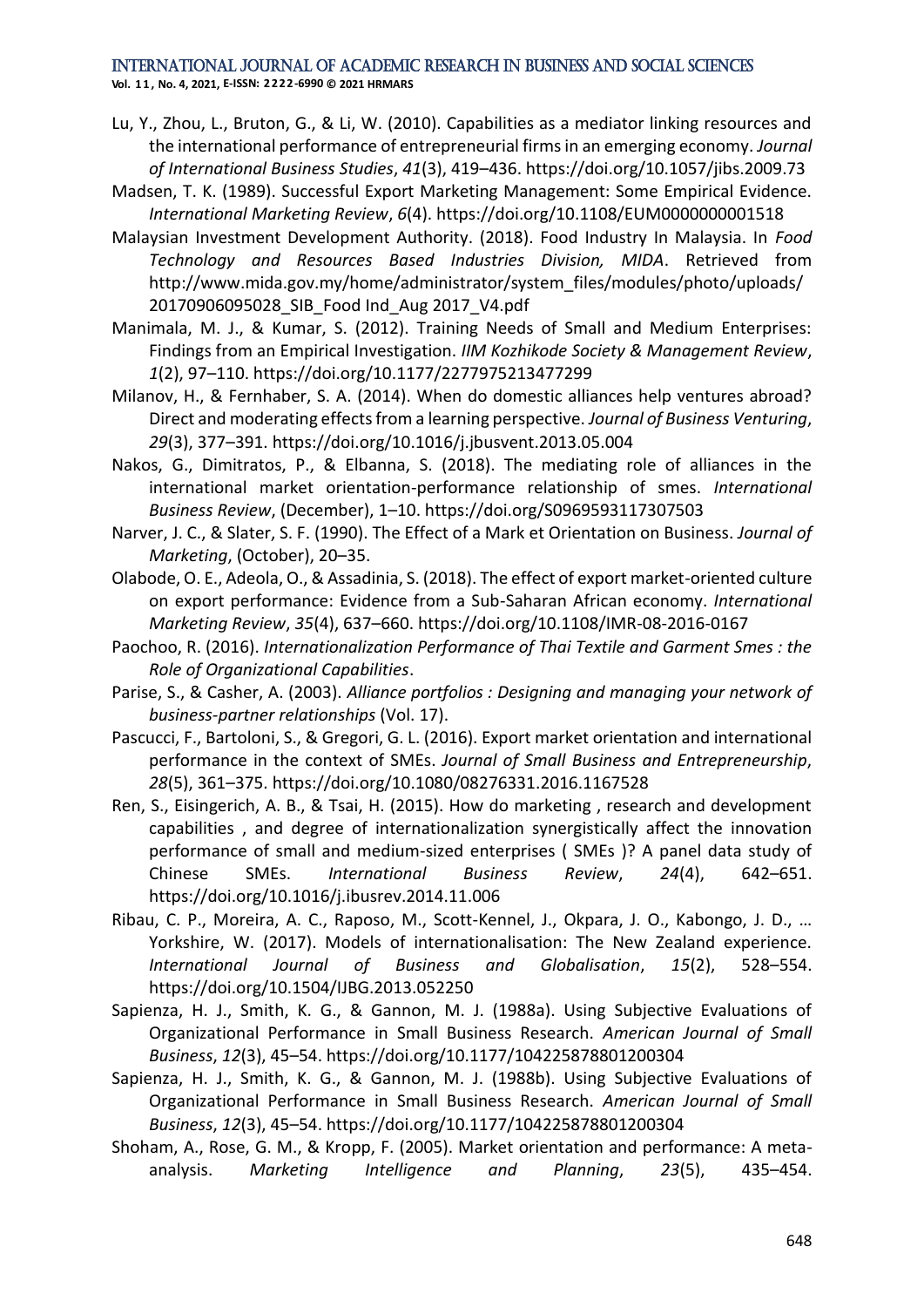Lu, Y., Zhou, L., Bruton, G., & Li, W. (2010). Capabilities as a mediator linking resources and the international performance of entrepreneurial firms in an emerging economy. *Journal of International Business Studies*, *41*(3), 419–436. https://doi.org/10.1057/jibs.2009.73

Madsen, T. K. (1989). Successful Export Marketing Management: Some Empirical Evidence. *International Marketing Review*, *6*(4). https://doi.org/10.1108/EUM0000000001518

Malaysian Investment Development Authority. (2018). Food Industry In Malaysia. In *Food Technology and Resources Based Industries Division, MIDA*. Retrieved from http://www.mida.gov.my/home/administrator/system_files/modules/photo/uploads/20170906095028_SIB_Food Ind_Aug 2017_V4.pdf

Manimala, M. J., & Kumar, S. (2012). Training Needs of Small and Medium Enterprises: Findings from an Empirical Investigation. *IIM Kozhikode Society & Management Review*, *1*(2), 97–110. https://doi.org/10.1177/2277975213477299

Milanov, H., & Fernhaber, S. A. (2014). When do domestic alliances help ventures abroad? Direct and moderating effects from a learning perspective. *Journal of Business Venturing*, *29*(3), 377–391. https://doi.org/10.1016/j.jbusvent.2013.05.004

Nakos, G., Dimitratos, P., & Elbanna, S. (2018). The mediating role of alliances in the international market orientation-performance relationship of smes. *International Business Review*, (December), 1–10. https://doi.org/S0969593117307503

Narver, J. C., & Slater, S. F. (1990). The Effect of a Mark et Orientation on Business. *Journal of Marketing*, (October), 20–35.

Olabode, O. E., Adeola, O., & Assadinia, S. (2018). The effect of export market-oriented culture on export performance: Evidence from a Sub-Saharan African economy. *International Marketing Review*, *35*(4), 637–660. https://doi.org/10.1108/IMR-08-2016-0167

Paochoo, R. (2016). *Internationalization Performance of Thai Textile and Garment Smes : the Role of Organizational Capabilities*.

Parise, S., & Casher, A. (2003). *Alliance portfolios : Designing and managing your network of business-partner relationships* (Vol. 17).

Pascucci, F., Bartoloni, S., & Gregori, G. L. (2016). Export market orientation and international performance in the context of SMEs. *Journal of Small Business and Entrepreneurship*, *28*(5), 361–375. https://doi.org/10.1080/08276331.2016.1167528

Ren, S., Eisingerich, A. B., & Tsai, H. (2015). How do marketing , research and development capabilities , and degree of internationalization synergistically affect the innovation performance of small and medium-sized enterprises ( SMEs )? A panel data study of Chinese SMEs. *International Business Review*, *24*(4), 642–651. https://doi.org/10.1016/j.ibusrev.2014.11.006

Ribau, C. P., Moreira, A. C., Raposo, M., Scott-Kennel, J., Okpara, J. O., Kabongo, J. D., … Yorkshire, W. (2017). Models of internationalisation: The New Zealand experience. *International Journal of Business and Globalisation*, *15*(2), 528–554. https://doi.org/10.1504/IJBG.2013.052250

Sapienza, H. J., Smith, K. G., & Gannon, M. J. (1988a). Using Subjective Evaluations of Organizational Performance in Small Business Research. *American Journal of Small Business*, *12*(3), 45–54. https://doi.org/10.1177/104225878801200304

Sapienza, H. J., Smith, K. G., & Gannon, M. J. (1988b). Using Subjective Evaluations of Organizational Performance in Small Business Research. *American Journal of Small Business*, *12*(3), 45–54. https://doi.org/10.1177/104225878801200304

Shoham, A., Rose, G. M., & Kropp, F. (2005). Market orientation and performance: A meta-analysis. *Marketing Intelligence and Planning*, *23*(5), 435–454.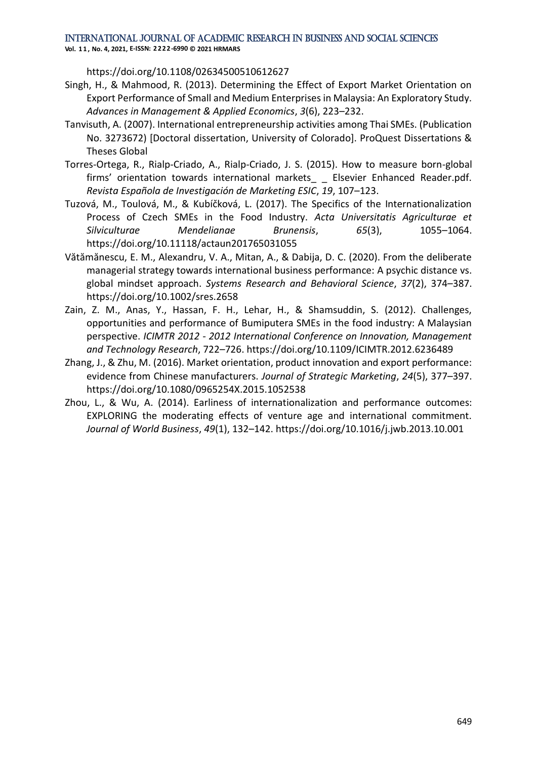https://doi.org/10.1108/02634500510612627

Singh, H., & Mahmood, R. (2013). Determining the Effect of Export Market Orientation on Export Performance of Small and Medium Enterprises in Malaysia: An Exploratory Study. *Advances in Management & Applied Economics*, *3*(6), 223–232.

Tanvisuth, A. (2007). International entrepreneurship activities among Thai SMEs. (Publication No. 3273672) [Doctoral dissertation, University of Colorado]. ProQuest Dissertations & Theses Global

Torres-Ortega, R., Rialp-Criado, A., Rialp-Criado, J. S. (2015). How to measure born-global firms' orientation towards international markets_ _ Elsevier Enhanced Reader.pdf. *Revista Española de Investigación de Marketing ESIC*, *19*, 107–123.

Tuzová, M., Toulová, M., & Kubíčková, L. (2017). The Specifics of the Internationalization Process of Czech SMEs in the Food Industry. *Acta Universitatis Agriculturae et Silviculturae Mendelianae Brunensis*, *65*(3), 1055–1064. https://doi.org/10.11118/actaun201765031055

Vătămănescu, E. M., Alexandru, V. A., Mitan, A., & Dabija, D. C. (2020). From the deliberate managerial strategy towards international business performance: A psychic distance vs. global mindset approach. *Systems Research and Behavioral Science*, *37*(2), 374–387. https://doi.org/10.1002/sres.2658

Zain, Z. M., Anas, Y., Hassan, F. H., Lehar, H., & Shamsuddin, S. (2012). Challenges, opportunities and performance of Bumiputera SMEs in the food industry: A Malaysian perspective. *ICIMTR 2012 - 2012 International Conference on Innovation, Management and Technology Research*, 722–726. https://doi.org/10.1109/ICIMTR.2012.6236489

Zhang, J., & Zhu, M. (2016). Market orientation, product innovation and export performance: evidence from Chinese manufacturers. *Journal of Strategic Marketing*, *24*(5), 377–397. https://doi.org/10.1080/0965254X.2015.1052538

Zhou, L., & Wu, A. (2014). Earliness of internationalization and performance outcomes: EXPLORING the moderating effects of venture age and international commitment. *Journal of World Business*, *49*(1), 132–142. https://doi.org/10.1016/j.jwb.2013.10.001